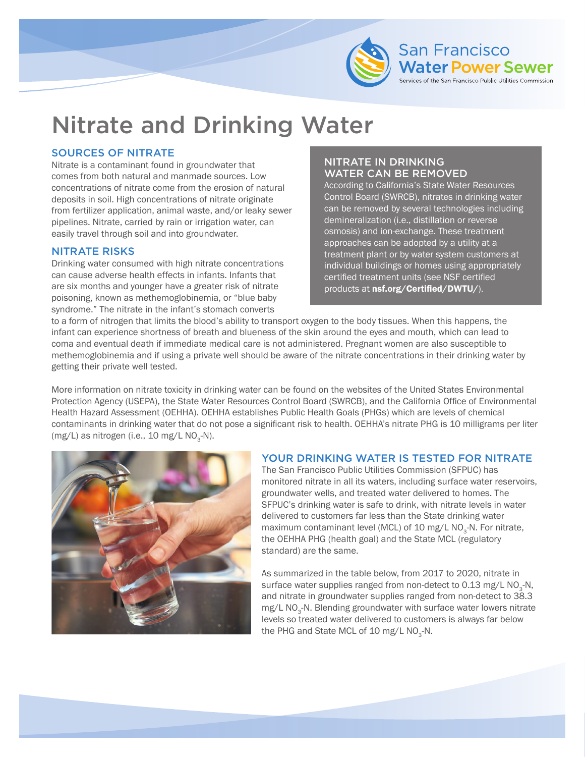San Francisco Water Power Sewer

Services of the San Francisco Public Utilities Commission

# Nitrate and Drinking Water

## SOURCES OF NITRATE

Nitrate is a contaminant found in groundwater that comes from both natural and manmade sources. Low concentrations of nitrate come from the erosion of natural deposits in soil. High concentrations of nitrate originate from fertilizer application, animal waste, and/or leaky sewer pipelines. Nitrate, carried by rain or irrigation water, can easily travel through soil and into groundwater.

## NITRATE RISKS

Drinking water consumed with high nitrate concentrations can cause adverse health effects in infants. Infants that are six months and younger have a greater risk of nitrate poisoning, known as methemoglobinemia, or "blue baby syndrome." The nitrate in the infant's stomach converts to a form of nitrogen that limits the blood's ability to transport oxygen to the body tissues. When this happens, the infant can experience shortness of breath and blueness of the skin around the eyes and mouth, which can lead to coma and eventual death if immediate medical care is not administered. Pregnant women are also susceptible to methemoglobinemia and if using a private well should be aware of the nitrate concentrations in their drinking water by getting their private well tested.

More information on nitrate toxicity in drinking water can be found on the websites of the United States Environmental Protection Agency (USEPA), the State Water Resources Control Board (SWRCB), and the California Office of Environmental Health Hazard Assessment (OEHHA). OEHHA establishes Public Health Goals (PHGs) which are levels of chemical contaminants in drinking water that do not pose a significant risk to health. OEHHA's nitrate PHG is 10 milligrams per liter (mg/L) as nitrogen (i.e., 10 mg/L $NO_3$-N).

## NITRATE IN DRINKING WATER CAN BE REMOVED

According to California's State Water Resources Control Board (SWRCB), nitrates in drinking water can be removed by several technologies including demineralization (i.e., distillation or reverse osmosis) and ion-exchange. These treatment approaches can be adopted by a utility at a treatment plant or by water system customers at individual buildings or homes using appropriately certified treatment units (see NSF certified products at **nsf.org/Certified/DWTU/**).

## YOUR DRINKING WATER IS TESTED FOR NITRATE

The San Francisco Public Utilities Commission (SFPUC) has monitored nitrate in all its waters, including surface water reservoirs, groundwater wells, and treated water delivered to homes. The SFPUC's drinking water is safe to drink, with nitrate levels in water delivered to customers far less than the State drinking water maximum contaminant level (MCL) of 10 mg/L $NO_3$-N. For nitrate, the OEHHA PHG (health goal) and the State MCL (regulatory standard) are the same.

As summarized in the table below, from 2017 to 2020, nitrate in surface water supplies ranged from non-detect to 0.13 mg/L $NO_3$-N, and nitrate in groundwater supplies ranged from non-detect to 38.3 mg/L $NO_3$-N. Blending groundwater with surface water lowers nitrate levels so treated water delivered to customers is always far below the PHG and State MCL of 10 mg/L $NO_3$-N.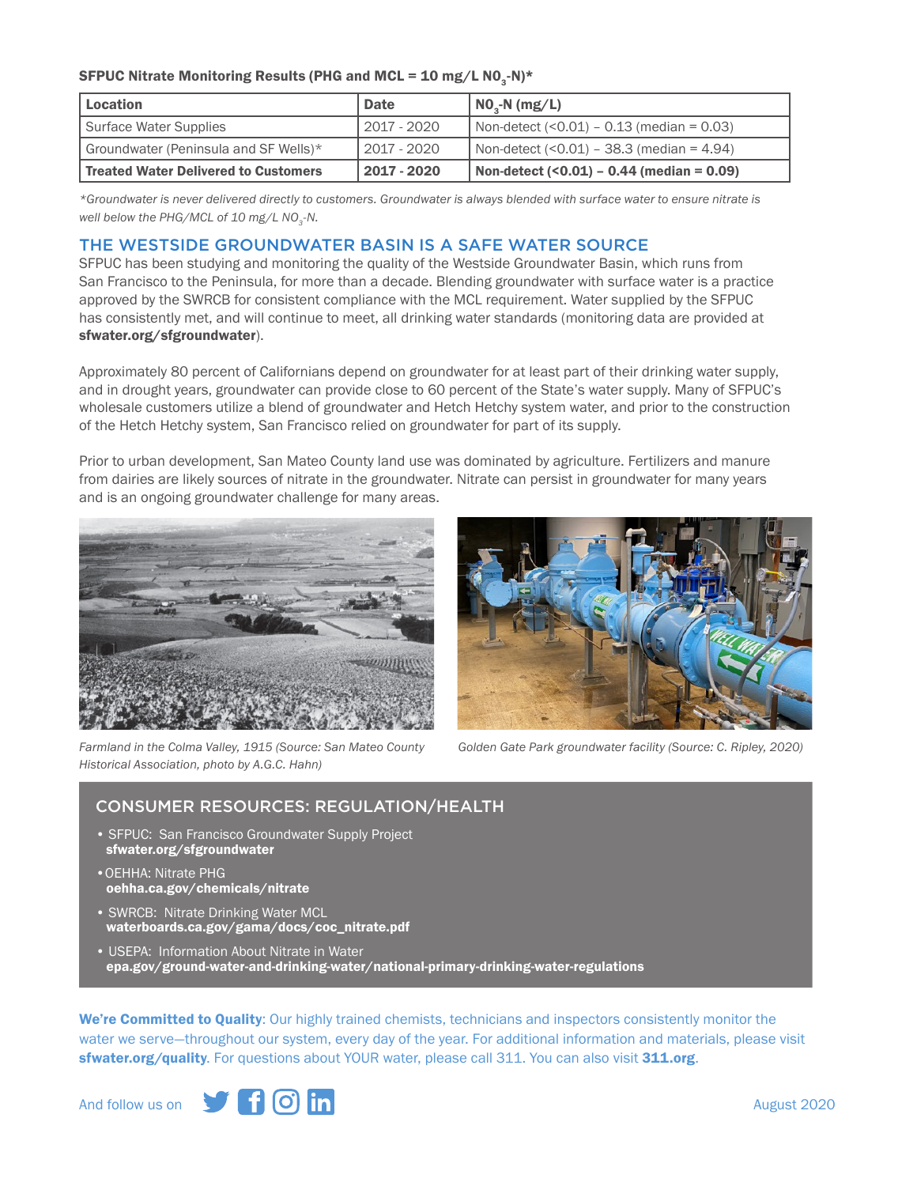**SFPUC Nitrate Monitoring Results (PHG and MCL = 10 mg/L $NO_3$-N)***

| Location | Date | $NO_3$-N (mg/L) |
| --- | --- | --- |
| Surface Water Supplies | 2017 - 2020 | Non-detect (<0.01) – 0.13 (median = 0.03) |
| Groundwater (Peninsula and SF Wells)* | 2017 - 2020 | Non-detect (<0.01) – 38.3 (median = 4.94) |
| **Treated Water Delivered to Customers** | **2017 - 2020** | **Non-detect (<0.01) – 0.44 (median = 0.09)** |

*\*Groundwater is never delivered directly to customers. Groundwater is always blended with surface water to ensure nitrate is well below the PHG/MCL of 10 mg/L $NO_3$-N.*

## THE WESTSIDE GROUNDWATER BASIN IS A SAFE WATER SOURCE

SFPUC has been studying and monitoring the quality of the Westside Groundwater Basin, which runs from San Francisco to the Peninsula, for more than a decade. Blending groundwater with surface water is a practice approved by the SWRCB for consistent compliance with the MCL requirement. Water supplied by the SFPUC has consistently met, and will continue to meet, all drinking water standards (monitoring data are provided at **sfwater.org/sfgroundwater**).

Approximately 80 percent of Californians depend on groundwater for at least part of their drinking water supply, and in drought years, groundwater can provide close to 60 percent of the State's water supply. Many of SFPUC's wholesale customers utilize a blend of groundwater and Hetch Hetchy system water, and prior to the construction of the Hetch Hetchy system, San Francisco relied on groundwater for part of its supply.

Prior to urban development, San Mateo County land use was dominated by agriculture. Fertilizers and manure from dairies are likely sources of nitrate in the groundwater. Nitrate can persist in groundwater for many years and is an ongoing groundwater challenge for many areas.

*Farmland in the Colma Valley, 1915 (Source: San Mateo County Historical Association, photo by A.G.C. Hahn)*

*Golden Gate Park groundwater facility (Source: C. Ripley, 2020)*

## CONSUMER RESOURCES: REGULATION/HEALTH

- SFPUC: San Francisco Groundwater Supply Project
  **sfwater.org/sfgroundwater**
- OEHHA: Nitrate PHG
  **oehha.ca.gov/chemicals/nitrate**
- SWRCB: Nitrate Drinking Water MCL
  **waterboards.ca.gov/gama/docs/coc_nitrate.pdf**
- USEPA: Information About Nitrate in Water
  **epa.gov/ground-water-and-drinking-water/national-primary-drinking-water-regulations**

**We're Committed to Quality**: Our highly trained chemists, technicians and inspectors consistently monitor the water we serve—throughout our system, every day of the year. For additional information and materials, please visit **sfwater.org/quality**. For questions about YOUR water, please call 311. You can also visit **311.org**.

And follow us on

August 2020